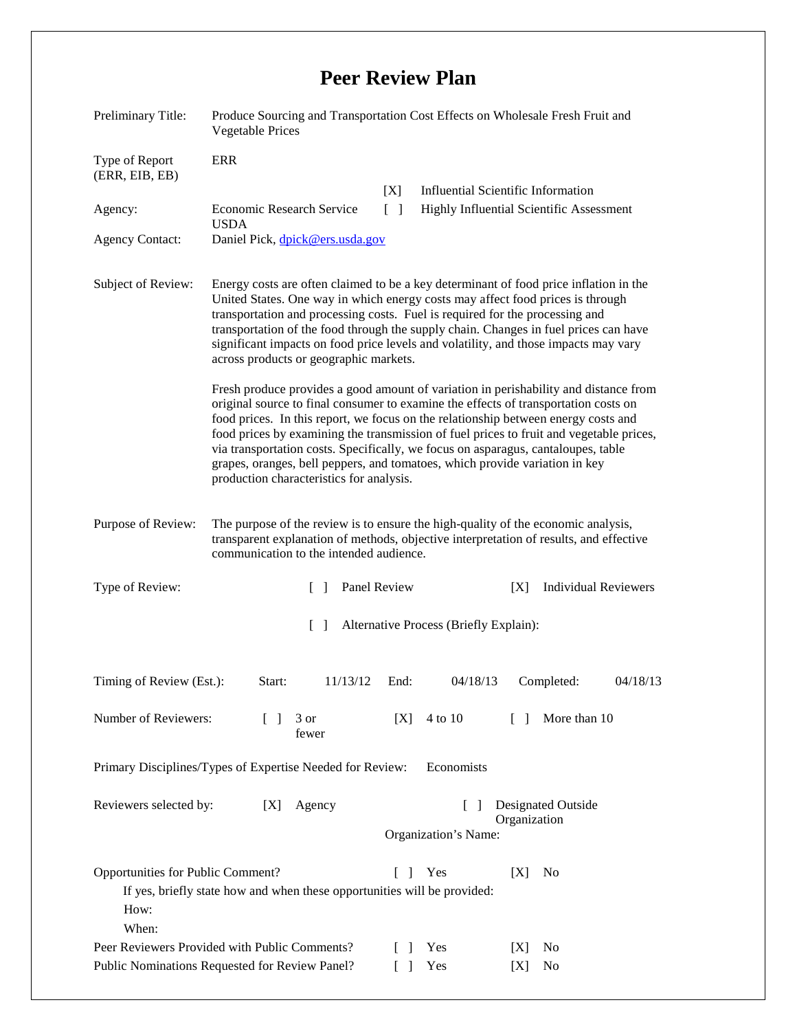# Peer Review Plan

Preliminary Title: Produce Sourcing and Transportation Cost Effects on Wholesale Fresh Fruit and Vegetable Prices

Type of Report (ERR, EIB, EB): ERR

[X] Influential Scientific Information

[ ] Highly Influential Scientific Assessment

Agency: Economic Research Service USDA

Agency Contact: Daniel Pick, dpick@ers.usda.gov

Subject of Review: Energy costs are often claimed to be a key determinant of food price inflation in the United States. One way in which energy costs may affect food prices is through transportation and processing costs. Fuel is required for the processing and transportation of the food through the supply chain. Changes in fuel prices can have significant impacts on food price levels and volatility, and those impacts may vary across products or geographic markets.

Fresh produce provides a good amount of variation in perishability and distance from original source to final consumer to examine the effects of transportation costs on food prices. In this report, we focus on the relationship between energy costs and food prices by examining the transmission of fuel prices to fruit and vegetable prices, via transportation costs. Specifically, we focus on asparagus, cantaloupes, table grapes, oranges, bell peppers, and tomatoes, which provide variation in key production characteristics for analysis.

Purpose of Review: The purpose of the review is to ensure the high-quality of the economic analysis, transparent explanation of methods, objective interpretation of results, and effective communication to the intended audience.

Type of Review: [ ] Panel Review [X] Individual Reviewers

[ ] Alternative Process (Briefly Explain):

Timing of Review (Est.): Start: 11/13/12 End: 04/18/13 Completed: 04/18/13

Number of Reviewers: [ ] 3 or fewer [X] 4 to 10 [ ] More than 10

Primary Disciplines/Types of Expertise Needed for Review: Economists

Reviewers selected by: [X] Agency [ ] Designated Outside Organization

Organization's Name:

Opportunities for Public Comment? [ ] Yes [X] No

If yes, briefly state how and when these opportunities will be provided:

How:

When:

Peer Reviewers Provided with Public Comments? [ ] Yes [X] No

Public Nominations Requested for Review Panel? [ ] Yes [X] No